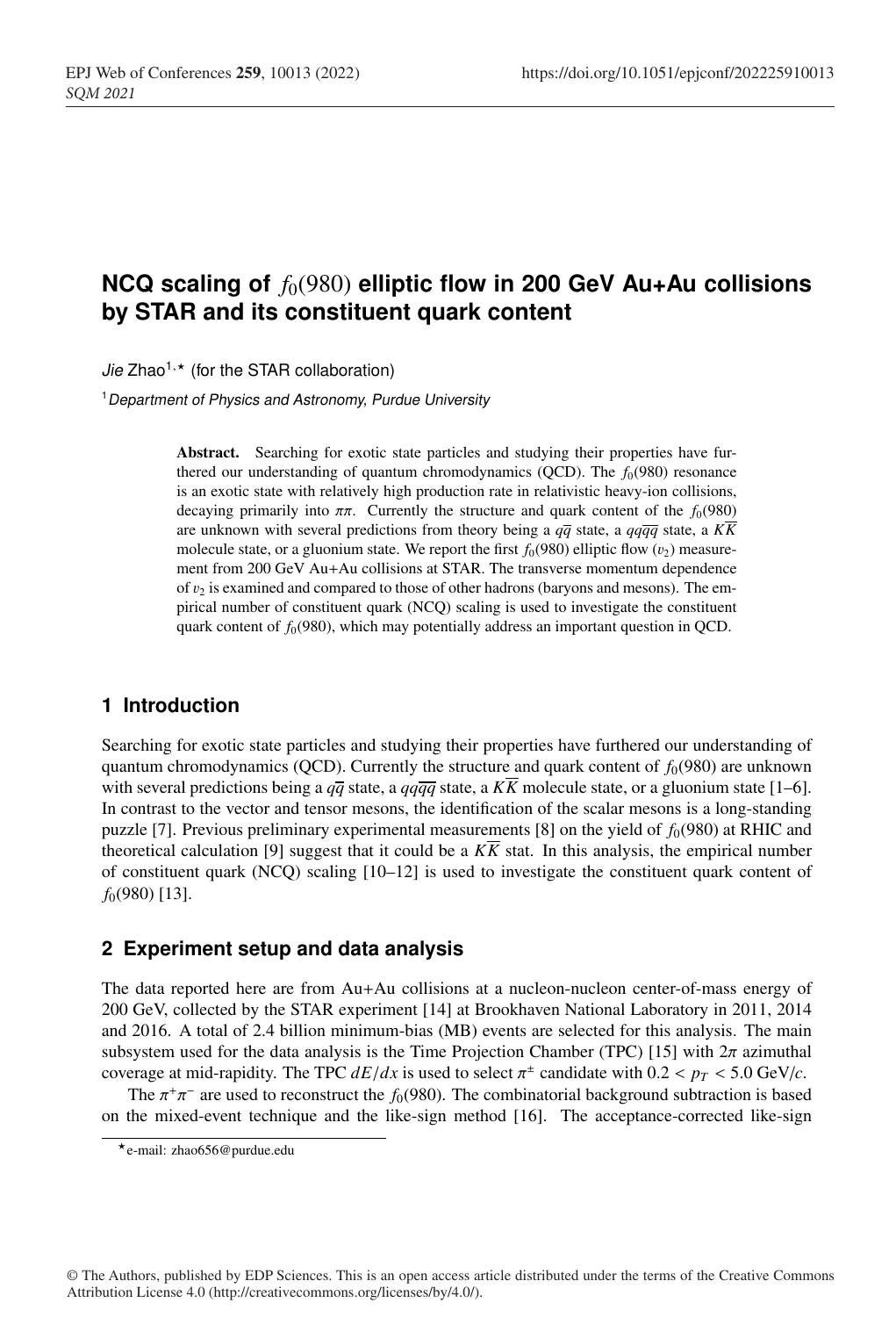# NCQ scaling of $f_0(980)$ elliptic flow in 200 GeV Au+Au collisions by STAR and its constituent quark content

*Jie* Zhao[1,⋆] (for the STAR collaboration)

[1] *Department of Physics and Astronomy, Purdue University*

**Abstract.** Searching for exotic state particles and studying their properties have furthered our understanding of quantum chromodynamics (QCD). The $f_0(980)$ resonance is an exotic state with relatively high production rate in relativistic heavy-ion collisions, decaying primarily into $\pi\pi$. Currently the structure and quark content of the $f_0(980)$ are unknown with several predictions from theory being a $q\overline{q}$ state, a $qq\overline{qq}$ state, a $K\overline{K}$ molecule state, or a gluonium state. We report the first $f_0(980)$ elliptic flow ($v_2$) measurement from 200 GeV Au+Au collisions at STAR. The transverse momentum dependence of $v_2$ is examined and compared to those of other hadrons (baryons and mesons). The empirical number of constituent quark (NCQ) scaling is used to investigate the constituent quark content of $f_0(980)$, which may potentially address an important question in QCD.

## 1 Introduction

Searching for exotic state particles and studying their properties have furthered our understanding of quantum chromodynamics (QCD). Currently the structure and quark content of $f_0(980)$ are unknown with several predictions being a $q\overline{q}$ state, a $qq\overline{qq}$ state, a $K\overline{K}$ molecule state, or a gluonium state [1–6]. In contrast to the vector and tensor mesons, the identification of the scalar mesons is a long-standing puzzle [7]. Previous preliminary experimental measurements [8] on the yield of $f_0(980)$ at RHIC and theoretical calculation [9] suggest that it could be a $K\overline{K}$ stat. In this analysis, the empirical number of constituent quark (NCQ) scaling [10–12] is used to investigate the constituent quark content of $f_0(980)$ [13].

## 2 Experiment setup and data analysis

The data reported here are from Au+Au collisions at a nucleon-nucleon center-of-mass energy of 200 GeV, collected by the STAR experiment [14] at Brookhaven National Laboratory in 2011, 2014 and 2016. A total of 2.4 billion minimum-bias (MB) events are selected for this analysis. The main subsystem used for the data analysis is the Time Projection Chamber (TPC) [15] with $2\pi$ azimuthal coverage at mid-rapidity. The TPC $dE/dx$ is used to select $\pi^{\pm}$ candidate with $0.2 < p_T < 5.0$ GeV/$c$.

The $\pi^{+}\pi^{-}$ are used to reconstruct the $f_0(980)$. The combinatorial background subtraction is based on the mixed-event technique and the like-sign method [16]. The acceptance-corrected like-sign

⋆e-mail: zhao656@purdue.edu

© The Authors, published by EDP Sciences. This is an open access article distributed under the terms of the Creative Commons Attribution License 4.0 (http://creativecommons.org/licenses/by/4.0/).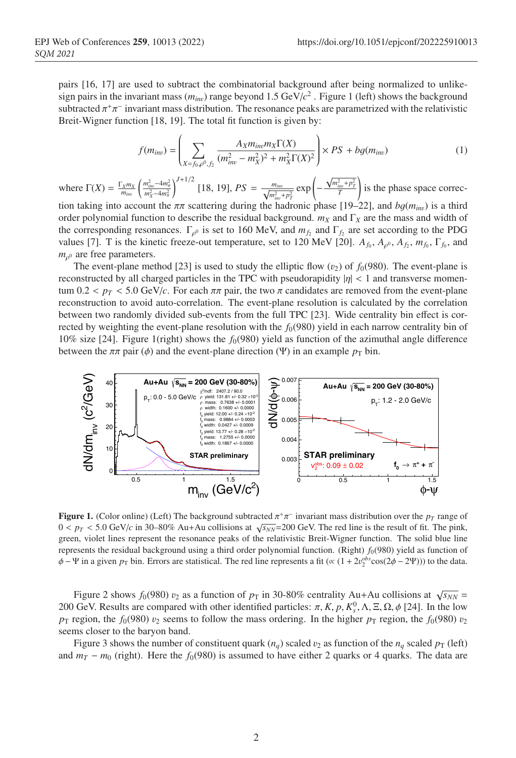pairs [16, 17] are used to subtract the combinatorial background after being normalized to unlike-sign pairs in the invariant mass ($m_{inv}$) range beyond 1.5 GeV/$c^2$ . Figure 1 (left) shows the background subtracted $\pi^+\pi^-$ invariant mass distribution. The resonance peaks are parametrized with the relativistic Breit-Wigner function [18, 19]. The total fit function is given by:

$$f(m_{inv}) = \left( \sum_{X=f_0,\rho^0,f_2} \frac{A_X m_{inv} m_X \Gamma(X)}{(m_{inv}^2 - m_X^2)^2 + m_X^2 \Gamma(X)^2} \right) \times PS + bg(m_{inv}) \tag{1}$$

where $\Gamma(X) = \frac{\Gamma_X m_X}{m_{inv}} \left( \frac{m_{inv}^2 - 4m_\pi^2}{m_X^2 - 4m_\pi^2} \right)^{J+1/2}$ [18, 19], $PS = \frac{m_{inv}}{\sqrt{m_{inv}^2 + p_T^2}} \exp\left( -\frac{\sqrt{m_{inv}^2 + p_T^2}}{T} \right)$ is the phase space correction taking into account the $\pi\pi$ scattering during the hadronic phase [19–22], and $bg(m_{inv})$ is a third order polynomial function to describe the residual background. $m_X$ and $\Gamma_X$ are the mass and width of the corresponding resonances. $\Gamma_{\rho^0}$ is set to 160 MeV, and $m_{f_2}$ and $\Gamma_{f_2}$ are set according to the PDG values [7]. T is the kinetic freeze-out temperature, set to 120 MeV [20]. $A_{f_0}$, $A_{\rho^0}$, $A_{f_2}$, $m_{f_0}$, $\Gamma_{f_0}$, and $m_{\rho^0}$ are free parameters.

The event-plane method [23] is used to study the elliptic flow ($v_2$) of $f_0(980)$. The event-plane is reconstructed by all charged particles in the TPC with pseudorapidity $|\eta| < 1$ and transverse momentum $0.2 < p_T < 5.0$ GeV/$c$. For each $\pi\pi$ pair, the two $\pi$ candidates are removed from the event-plane reconstruction to avoid auto-correlation. The event-plane resolution is calculated by the correlation between two randomly divided sub-events from the full TPC [23]. Wide centrality bin effect is corrected by weighting the event-plane resolution with the $f_0(980)$ yield in each narrow centrality bin of 10% size [24]. Figure 1(right) shows the $f_0(980)$ yield as function of the azimuthal angle difference between the $\pi\pi$ pair ($\phi$) and the event-plane direction ($\Psi$) in an example $p_{\rm T}$ bin.

**Figure 1.** (Color online) (Left) The background subtracted $\pi^+\pi^-$ invariant mass distribution over the $p_T$ range of $0 < p_T < 5.0$ GeV/$c$ in 30–80% Au+Au collisions at $\sqrt{s_{NN}}$=200 GeV. The red line is the result of fit. The pink, green, violet lines represent the resonance peaks of the relativistic Breit-Wigner function. The solid blue line represents the residual background using a third order polynomial function. (Right) $f_0(980)$ yield as function of $\phi - \Psi$ in a given $p_{\rm T}$ bin. Errors are statistical. The red line represents a fit ($\propto (1 + 2v_2^{obs}\cos(2\phi - 2\Psi))$) to the data.

Figure 2 shows $f_0(980)$ $v_2$ as a function of $p_{\rm T}$ in 30-80% centrality Au+Au collisions at $\sqrt{s_{NN}}$ = 200 GeV. Results are compared with other identified particles: $\pi, K, p, K_s^0, \Lambda, \Xi, \Omega, \phi$ [24]. In the low $p_{\rm T}$ region, the $f_0(980)$ $v_2$ seems to follow the mass ordering. In the higher $p_{\rm T}$ region, the $f_0(980)$ $v_2$ seems closer to the baryon band.

Figure 3 shows the number of constituent quark ($n_q$) scaled $v_2$ as function of the $n_q$ scaled $p_{\rm T}$ (left) and $m_T - m_0$ (right). Here the $f_0(980)$ is assumed to have either 2 quarks or 4 quarks. The data are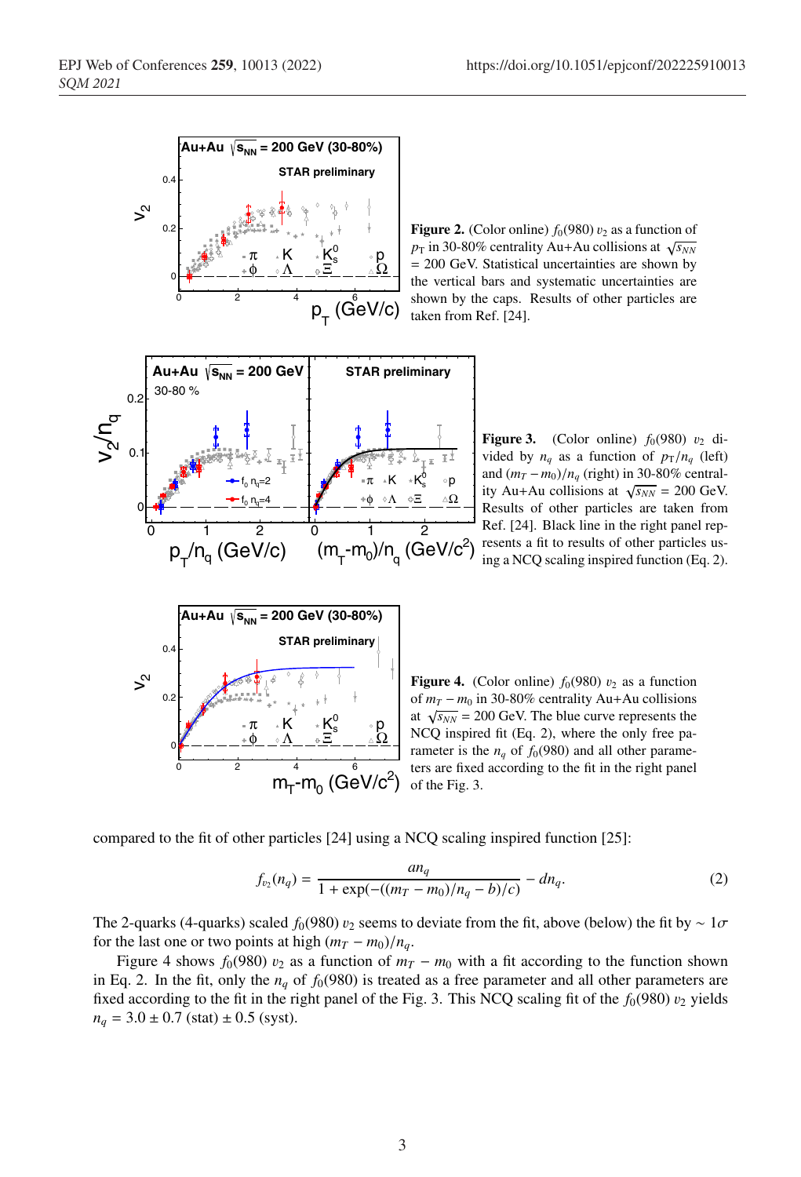**Figure 2.** (Color online) $f_0(980)$ $v_2$ as a function of $p_T$ in 30-80% centrality Au+Au collisions at $\sqrt{s_{NN}}$ = 200 GeV. Statistical uncertainties are shown by the vertical bars and systematic uncertainties are shown by the caps. Results of other particles are taken from Ref. [24].

**Figure 3.** (Color online) $f_0(980)$ $v_2$ divided by $n_q$ as a function of $p_T/n_q$ (left) and $(m_T - m_0)/n_q$ (right) in 30-80% centrality Au+Au collisions at $\sqrt{s_{NN}}$ = 200 GeV. Results of other particles are taken from Ref. [24]. Black line in the right panel represents a fit to results of other particles using a NCQ scaling inspired function (Eq. 2).

**Figure 4.** (Color online) $f_0(980)$ $v_2$ as a function of $m_T - m_0$ in 30-80% centrality Au+Au collisions at $\sqrt{s_{NN}}$ = 200 GeV. The blue curve represents the NCQ inspired fit (Eq. 2), where the only free parameter is the $n_q$ of $f_0(980)$ and all other parameters are fixed according to the fit in the right panel of the Fig. 3.

compared to the fit of other particles [24] using a NCQ scaling inspired function [25]:

$$f_{v_2}(n_q) = \frac{a n_q}{1 + \exp(-((m_T - m_0)/n_q - b)/c)} - d n_q. \tag{2}$$

The 2-quarks (4-quarks) scaled $f_0(980)$ $v_2$ seems to deviate from the fit, above (below) the fit by $\sim 1\sigma$ for the last one or two points at high $(m_T - m_0)/n_q$.

Figure 4 shows $f_0(980)$ $v_2$ as a function of $m_T - m_0$ with a fit according to the function shown in Eq. 2. In the fit, only the $n_q$ of $f_0(980)$ is treated as a free parameter and all other parameters are fixed according to the fit in the right panel of the Fig. 3. This NCQ scaling fit of the $f_0(980)$ $v_2$ yields $n_q = 3.0 \pm 0.7$ (stat) $\pm$ 0.5 (syst).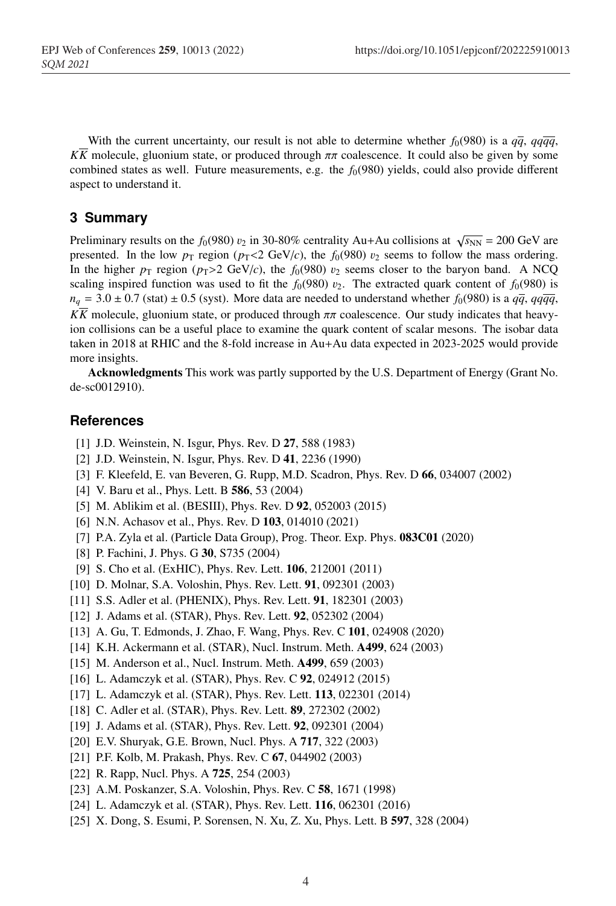With the current uncertainty, our result is not able to determine whether $f_0(980)$ is a $q\bar{q}$, $qq\overline{qq}$, $K\overline{K}$ molecule, gluonium state, or produced through $\pi\pi$ coalescence. It could also be given by some combined states as well. Future measurements, e.g. the $f_0(980)$ yields, could also provide different aspect to understand it.

## 3 Summary

Preliminary results on the $f_0(980)$ $v_2$ in 30-80% centrality Au+Au collisions at $\sqrt{s_{\mathrm{NN}}} = 200$ GeV are presented. In the low $p_{\mathrm{T}}$ region ($p_{\mathrm{T}}$<2 GeV/$c$), the $f_0(980)$ $v_2$ seems to follow the mass ordering. In the higher $p_{\mathrm{T}}$ region ($p_{\mathrm{T}}$>2 GeV/$c$), the $f_0(980)$ $v_2$ seems closer to the baryon band. A NCQ scaling inspired function was used to fit the $f_0(980)$ $v_2$. The extracted quark content of $f_0(980)$ is $n_q = 3.0 \pm 0.7$ (stat) $\pm$ 0.5 (syst). More data are needed to understand whether $f_0(980)$ is a $q\bar{q}$, $qq\overline{qq}$, $K\overline{K}$ molecule, gluonium state, or produced through $\pi\pi$ coalescence. Our study indicates that heavy-ion collisions can be a useful place to examine the quark content of scalar mesons. The isobar data taken in 2018 at RHIC and the 8-fold increase in Au+Au data expected in 2023-2025 would provide more insights.

**Acknowledgments** This work was partly supported by the U.S. Department of Energy (Grant No. de-sc0012910).

## References

[1] J.D. Weinstein, N. Isgur, Phys. Rev. D **27**, 588 (1983)

[2] J.D. Weinstein, N. Isgur, Phys. Rev. D **41**, 2236 (1990)

[3] F. Kleefeld, E. van Beveren, G. Rupp, M.D. Scadron, Phys. Rev. D **66**, 034007 (2002)

[4] V. Baru et al., Phys. Lett. B **586**, 53 (2004)

[5] M. Ablikim et al. (BESIII), Phys. Rev. D **92**, 052003 (2015)

[6] N.N. Achasov et al., Phys. Rev. D **103**, 014010 (2021)

[7] P.A. Zyla et al. (Particle Data Group), Prog. Theor. Exp. Phys. **083C01** (2020)

[8] P. Fachini, J. Phys. G **30**, S735 (2004)

[9] S. Cho et al. (ExHIC), Phys. Rev. Lett. **106**, 212001 (2011)

[10] D. Molnar, S.A. Voloshin, Phys. Rev. Lett. **91**, 092301 (2003)

[11] S.S. Adler et al. (PHENIX), Phys. Rev. Lett. **91**, 182301 (2003)

[12] J. Adams et al. (STAR), Phys. Rev. Lett. **92**, 052302 (2004)

[13] A. Gu, T. Edmonds, J. Zhao, F. Wang, Phys. Rev. C **101**, 024908 (2020)

[14] K.H. Ackermann et al. (STAR), Nucl. Instrum. Meth. **A499**, 624 (2003)

[15] M. Anderson et al., Nucl. Instrum. Meth. **A499**, 659 (2003)

[16] L. Adamczyk et al. (STAR), Phys. Rev. C **92**, 024912 (2015)

[17] L. Adamczyk et al. (STAR), Phys. Rev. Lett. **113**, 022301 (2014)

[18] C. Adler et al. (STAR), Phys. Rev. Lett. **89**, 272302 (2002)

[19] J. Adams et al. (STAR), Phys. Rev. Lett. **92**, 092301 (2004)

[20] E.V. Shuryak, G.E. Brown, Nucl. Phys. A **717**, 322 (2003)

[21] P.F. Kolb, M. Prakash, Phys. Rev. C **67**, 044902 (2003)

[22] R. Rapp, Nucl. Phys. A **725**, 254 (2003)

[23] A.M. Poskanzer, S.A. Voloshin, Phys. Rev. C **58**, 1671 (1998)

[24] L. Adamczyk et al. (STAR), Phys. Rev. Lett. **116**, 062301 (2016)

[25] X. Dong, S. Esumi, P. Sorensen, N. Xu, Z. Xu, Phys. Lett. B **597**, 328 (2004)